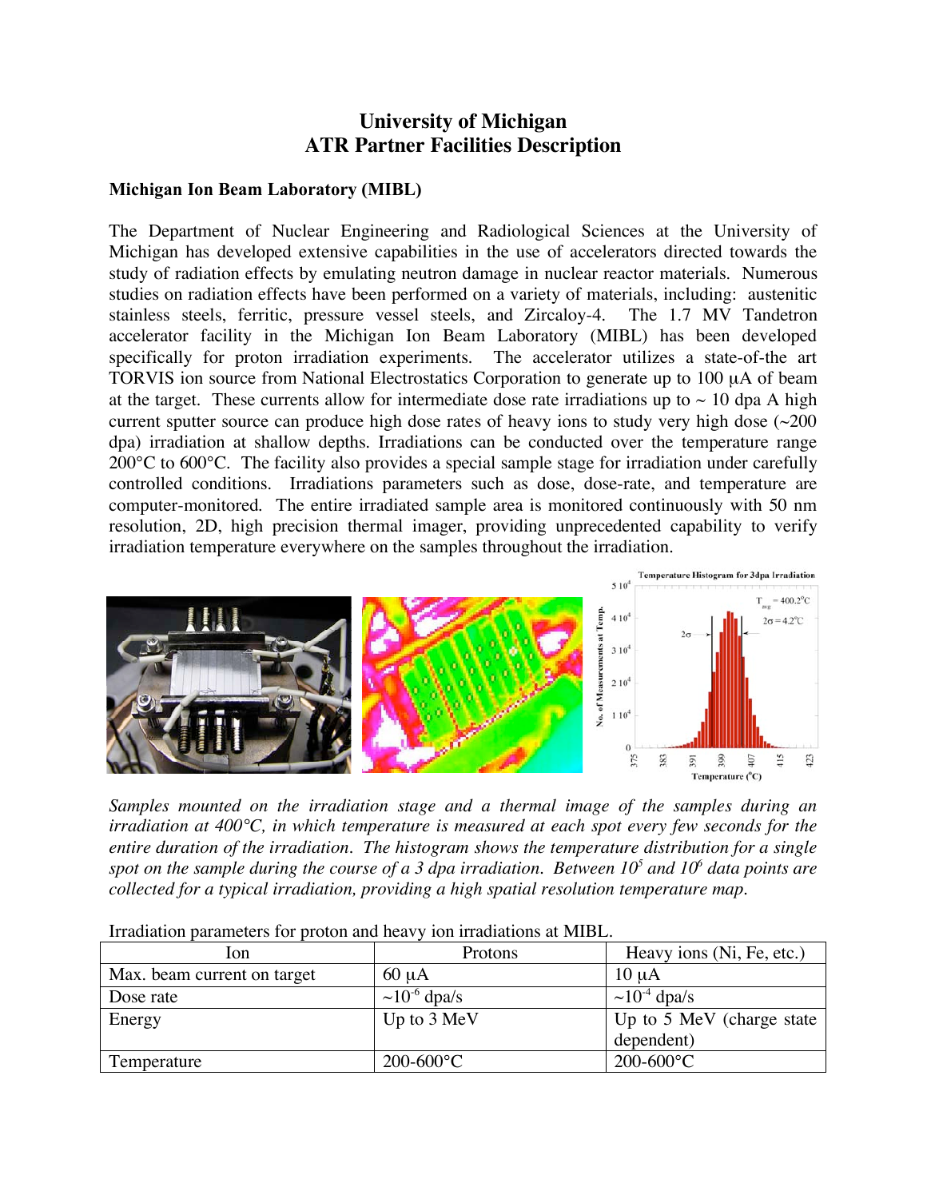# University of Michigan
# ATR Partner Facilities Description

## Michigan Ion Beam Laboratory (MIBL)

The Department of Nuclear Engineering and Radiological Sciences at the University of Michigan has developed extensive capabilities in the use of accelerators directed towards the study of radiation effects by emulating neutron damage in nuclear reactor materials. Numerous studies on radiation effects have been performed on a variety of materials, including: austenitic stainless steels, ferritic, pressure vessel steels, and Zircaloy-4. The 1.7 MV Tandetron accelerator facility in the Michigan Ion Beam Laboratory (MIBL) has been developed specifically for proton irradiation experiments. The accelerator utilizes a state-of-the art TORVIS ion source from National Electrostatics Corporation to generate up to 100 μA of beam at the target. These currents allow for intermediate dose rate irradiations up to ~ 10 dpa A high current sputter source can produce high dose rates of heavy ions to study very high dose (~200 dpa) irradiation at shallow depths. Irradiations can be conducted over the temperature range 200°C to 600°C. The facility also provides a special sample stage for irradiation under carefully controlled conditions. Irradiations parameters such as dose, dose-rate, and temperature are computer-monitored. The entire irradiated sample area is monitored continuously with 50 nm resolution, 2D, high precision thermal imager, providing unprecedented capability to verify irradiation temperature everywhere on the samples throughout the irradiation.

*Samples mounted on the irradiation stage and a thermal image of the samples during an irradiation at 400°C, in which temperature is measured at each spot every few seconds for the entire duration of the irradiation. The histogram shows the temperature distribution for a single spot on the sample during the course of a 3 dpa irradiation. Between $10^5$ and $10^6$ data points are collected for a typical irradiation, providing a high spatial resolution temperature map.*

Irradiation parameters for proton and heavy ion irradiations at MIBL.

| Ion | Protons | Heavy ions (Ni, Fe, etc.) |
|---|---|---|
| Max. beam current on target | 60 μA | 10 μA |
| Dose rate | $\sim 10^{-6}$ dpa/s | $\sim 10^{-4}$ dpa/s |
| Energy | Up to 3 MeV | Up to 5 MeV (charge state dependent) |
| Temperature | 200-600°C | 200-600°C |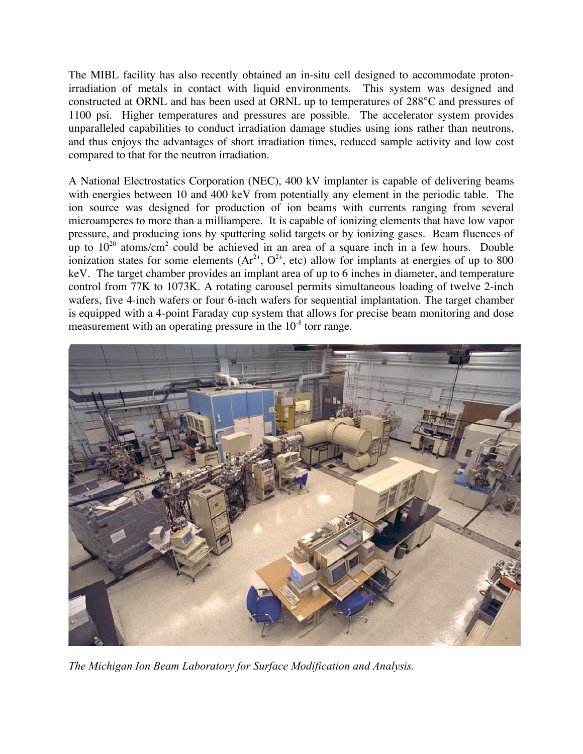The MIBL facility has also recently obtained an in-situ cell designed to accommodate proton-irradiation of metals in contact with liquid environments. This system was designed and constructed at ORNL and has been used at ORNL up to temperatures of 288°C and pressures of 1100 psi. Higher temperatures and pressures are possible. The accelerator system provides unparalleled capabilities to conduct irradiation damage studies using ions rather than neutrons, and thus enjoys the advantages of short irradiation times, reduced sample activity and low cost compared to that for the neutron irradiation.

A National Electrostatics Corporation (NEC), 400 kV implanter is capable of delivering beams with energies between 10 and 400 keV from potentially any element in the periodic table. The ion source was designed for production of ion beams with currents ranging from several microamperes to more than a milliampere. It is capable of ionizing elements that have low vapor pressure, and producing ions by sputtering solid targets or by ionizing gases. Beam fluences of up to $10^{20}$ atoms/cm$^2$ could be achieved in an area of a square inch in a few hours. Double ionization states for some elements ($Ar^{2+}$, $O^{2+}$, etc) allow for implants at energies of up to 800 keV. The target chamber provides an implant area of up to 6 inches in diameter, and temperature control from 77K to 1073K. A rotating carousel permits simultaneous loading of twelve 2-inch wafers, five 4-inch wafers or four 6-inch wafers for sequential implantation. The target chamber is equipped with a 4-point Faraday cup system that allows for precise beam monitoring and dose measurement with an operating pressure in the $10^{-8}$ torr range.

*The Michigan Ion Beam Laboratory for Surface Modification and Analysis.*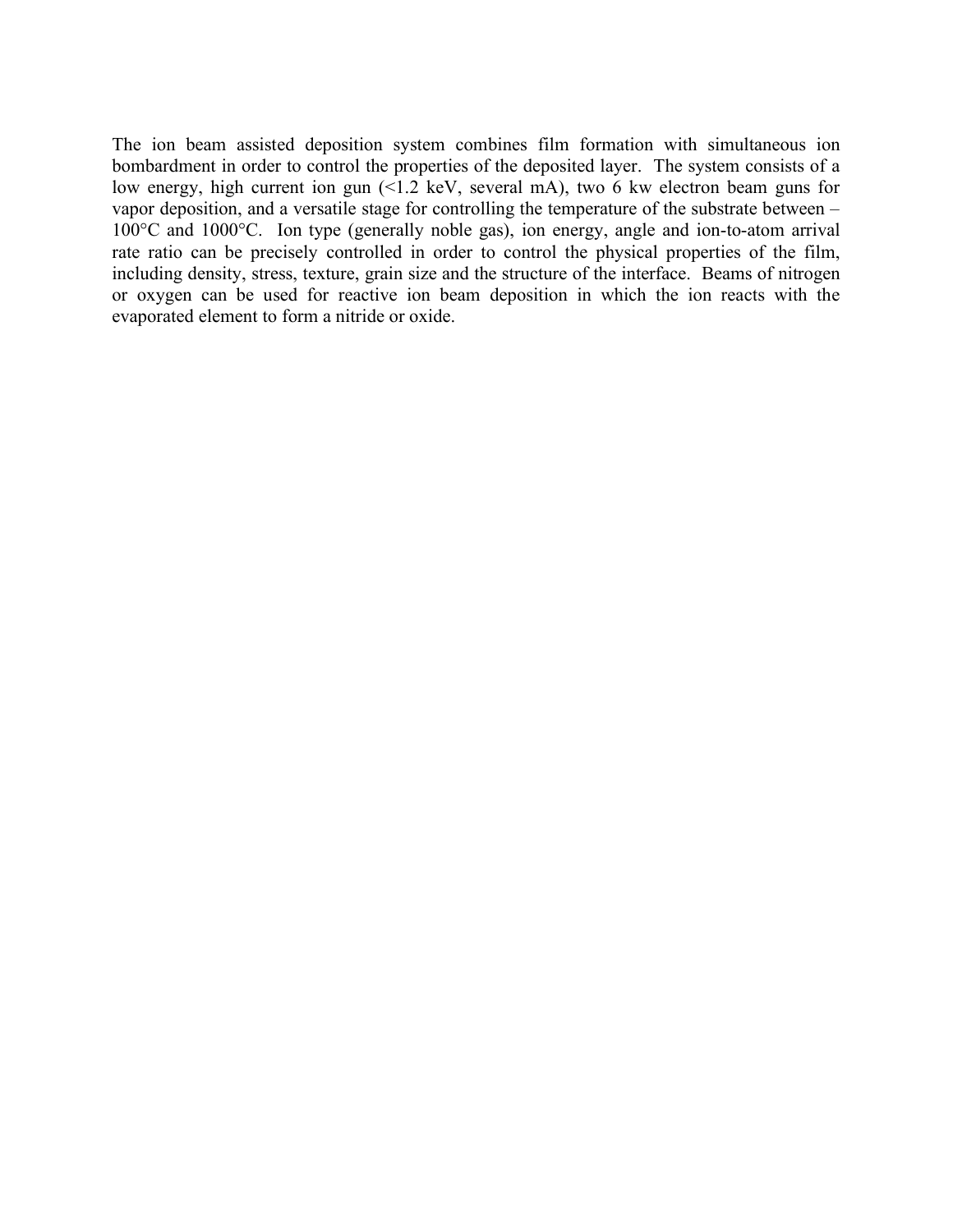The ion beam assisted deposition system combines film formation with simultaneous ion bombardment in order to control the properties of the deposited layer. The system consists of a low energy, high current ion gun (<1.2 keV, several mA), two 6 kw electron beam guns for vapor deposition, and a versatile stage for controlling the temperature of the substrate between –100°C and 1000°C. Ion type (generally noble gas), ion energy, angle and ion-to-atom arrival rate ratio can be precisely controlled in order to control the physical properties of the film, including density, stress, texture, grain size and the structure of the interface. Beams of nitrogen or oxygen can be used for reactive ion beam deposition in which the ion reacts with the evaporated element to form a nitride or oxide.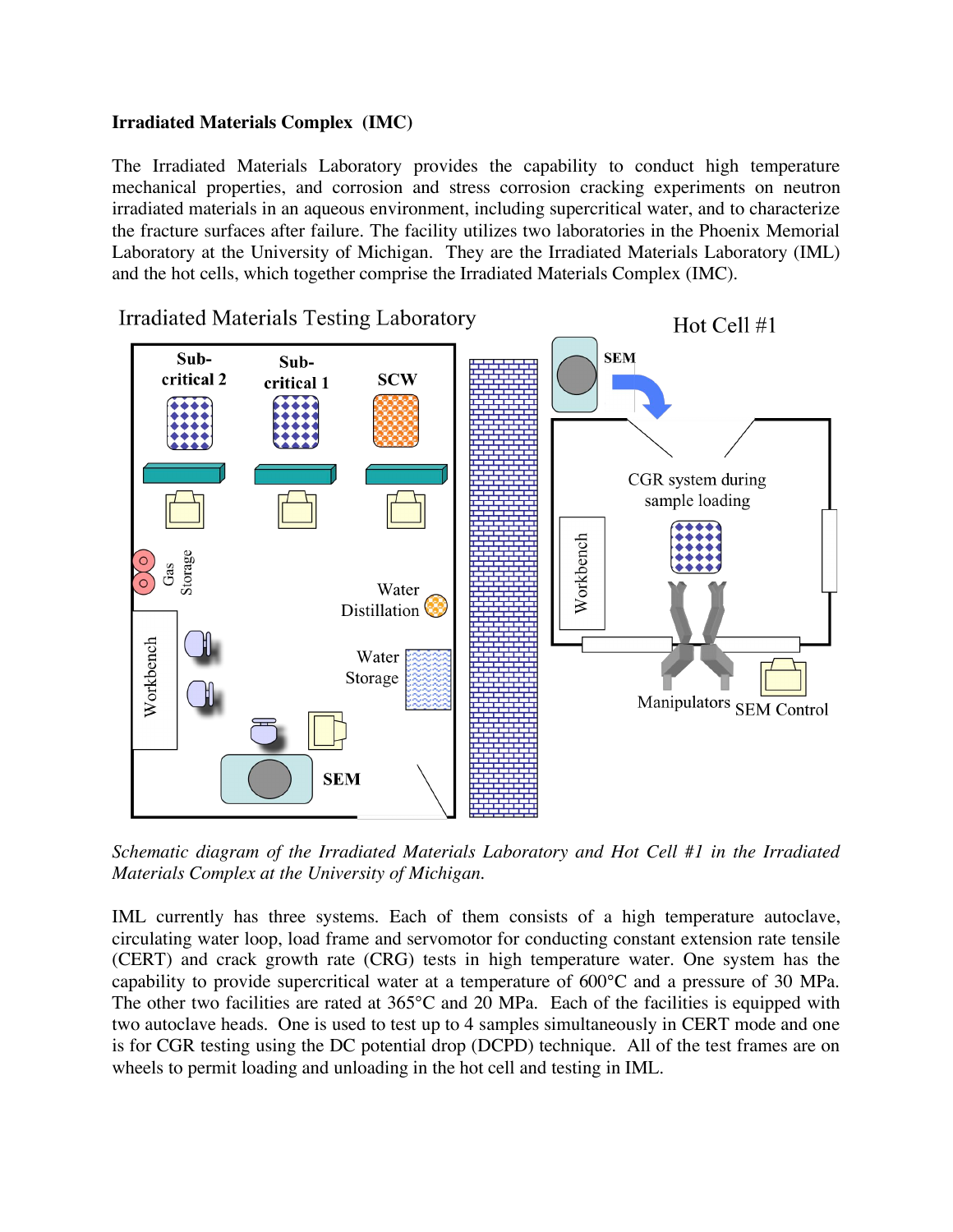**Irradiated Materials Complex (IMC)**

The Irradiated Materials Laboratory provides the capability to conduct high temperature mechanical properties, and corrosion and stress corrosion cracking experiments on neutron irradiated materials in an aqueous environment, including supercritical water, and to characterize the fracture surfaces after failure. The facility utilizes two laboratories in the Phoenix Memorial Laboratory at the University of Michigan. They are the Irradiated Materials Laboratory (IML) and the hot cells, which together comprise the Irradiated Materials Complex (IMC).

*Schematic diagram of the Irradiated Materials Laboratory and Hot Cell #1 in the Irradiated Materials Complex at the University of Michigan.*

IML currently has three systems. Each of them consists of a high temperature autoclave, circulating water loop, load frame and servomotor for conducting constant extension rate tensile (CERT) and crack growth rate (CRG) tests in high temperature water. One system has the capability to provide supercritical water at a temperature of 600°C and a pressure of 30 MPa. The other two facilities are rated at 365°C and 20 MPa. Each of the facilities is equipped with two autoclave heads. One is used to test up to 4 samples simultaneously in CERT mode and one is for CGR testing using the DC potential drop (DCPD) technique. All of the test frames are on wheels to permit loading and unloading in the hot cell and testing in IML.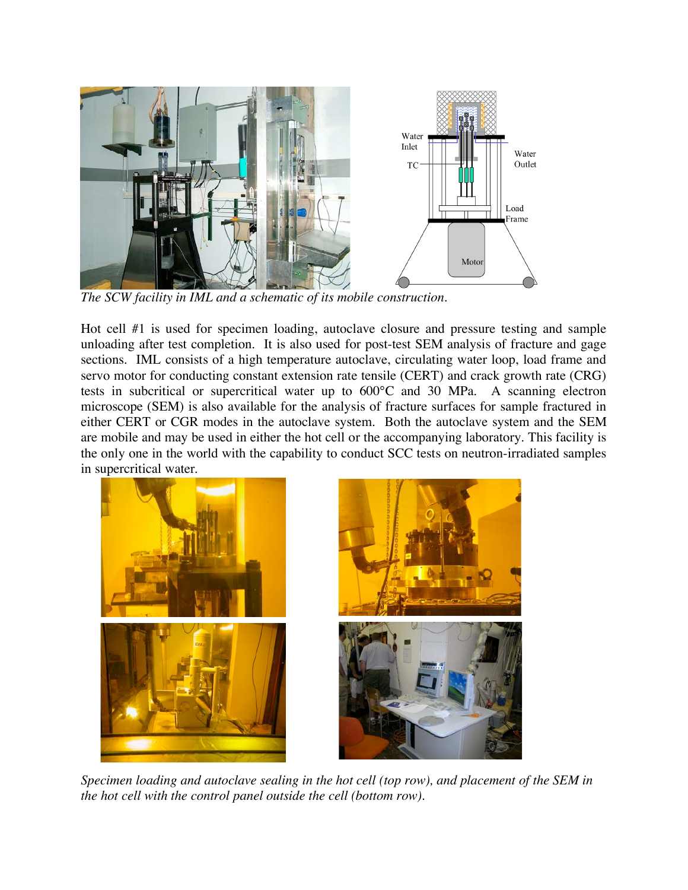*The SCW facility in IML and a schematic of its mobile construction.*

Hot cell #1 is used for specimen loading, autoclave closure and pressure testing and sample unloading after test completion. It is also used for post-test SEM analysis of fracture and gage sections. IML consists of a high temperature autoclave, circulating water loop, load frame and servo motor for conducting constant extension rate tensile (CERT) and crack growth rate (CRG) tests in subcritical or supercritical water up to 600°C and 30 MPa. A scanning electron microscope (SEM) is also available for the analysis of fracture surfaces for sample fractured in either CERT or CGR modes in the autoclave system. Both the autoclave system and the SEM are mobile and may be used in either the hot cell or the accompanying laboratory. This facility is the only one in the world with the capability to conduct SCC tests on neutron-irradiated samples in supercritical water.

*Specimen loading and autoclave sealing in the hot cell (top row), and placement of the SEM in the hot cell with the control panel outside the cell (bottom row).*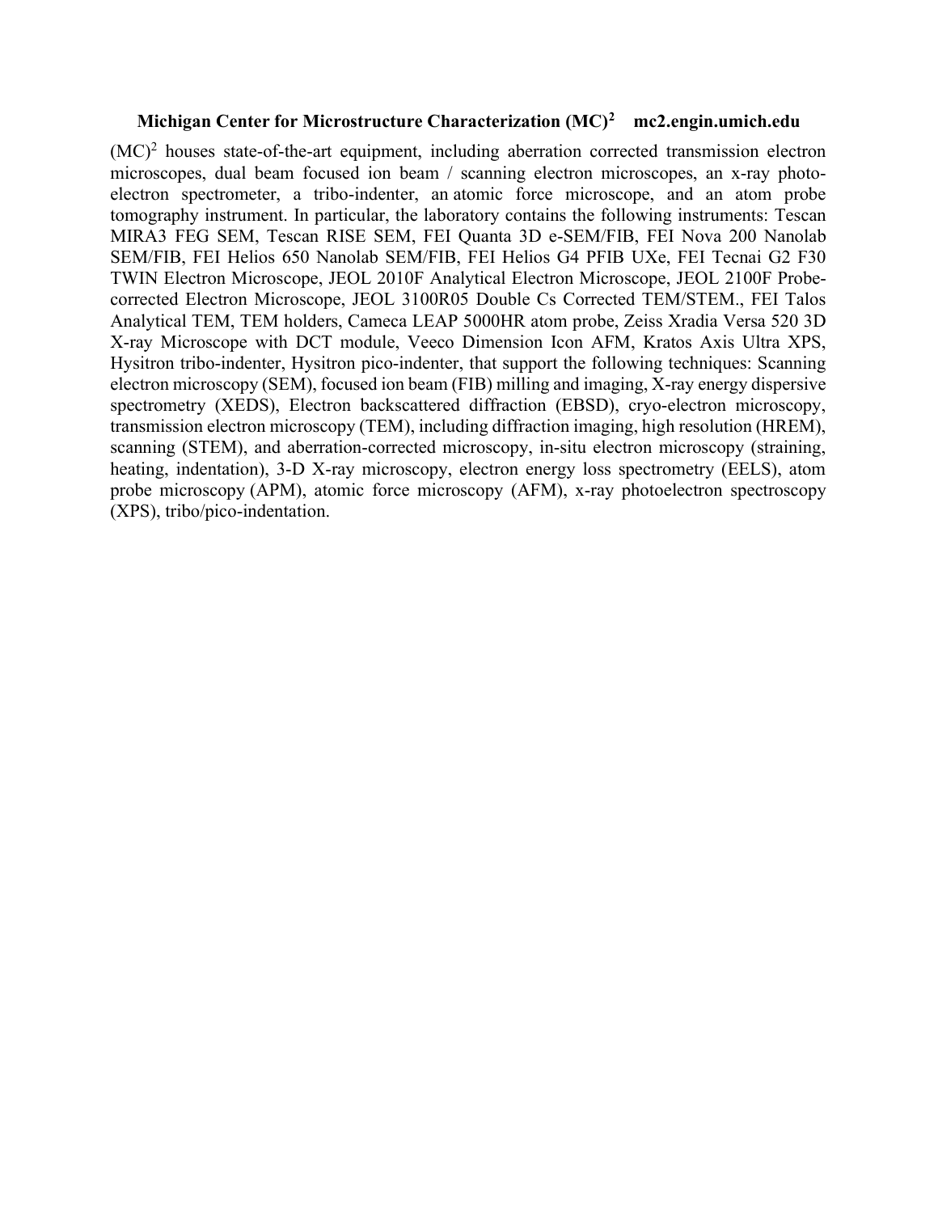**Michigan Center for Microstructure Characterization (MC)$^2$ mc2.engin.umich.edu**

(MC)$^2$ houses state-of-the-art equipment, including aberration corrected transmission electron microscopes, dual beam focused ion beam / scanning electron microscopes, an x-ray photo-electron spectrometer, a tribo-indenter, an atomic force microscope, and an atom probe tomography instrument. In particular, the laboratory contains the following instruments: Tescan MIRA3 FEG SEM, Tescan RISE SEM, FEI Quanta 3D e-SEM/FIB, FEI Nova 200 Nanolab SEM/FIB, FEI Helios 650 Nanolab SEM/FIB, FEI Helios G4 PFIB UXe, FEI Tecnai G2 F30 TWIN Electron Microscope, JEOL 2010F Analytical Electron Microscope, JEOL 2100F Probe-corrected Electron Microscope, JEOL 3100R05 Double Cs Corrected TEM/STEM., FEI Talos Analytical TEM, TEM holders, Cameca LEAP 5000HR atom probe, Zeiss Xradia Versa 520 3D X-ray Microscope with DCT module, Veeco Dimension Icon AFM, Kratos Axis Ultra XPS, Hysitron tribo-indenter, Hysitron pico-indenter, that support the following techniques: Scanning electron microscopy (SEM), focused ion beam (FIB) milling and imaging, X-ray energy dispersive spectrometry (XEDS), Electron backscattered diffraction (EBSD), cryo-electron microscopy, transmission electron microscopy (TEM), including diffraction imaging, high resolution (HREM), scanning (STEM), and aberration-corrected microscopy, in-situ electron microscopy (straining, heating, indentation), 3-D X-ray microscopy, electron energy loss spectrometry (EELS), atom probe microscopy (APM), atomic force microscopy (AFM), x-ray photoelectron spectroscopy (XPS), tribo/pico-indentation.